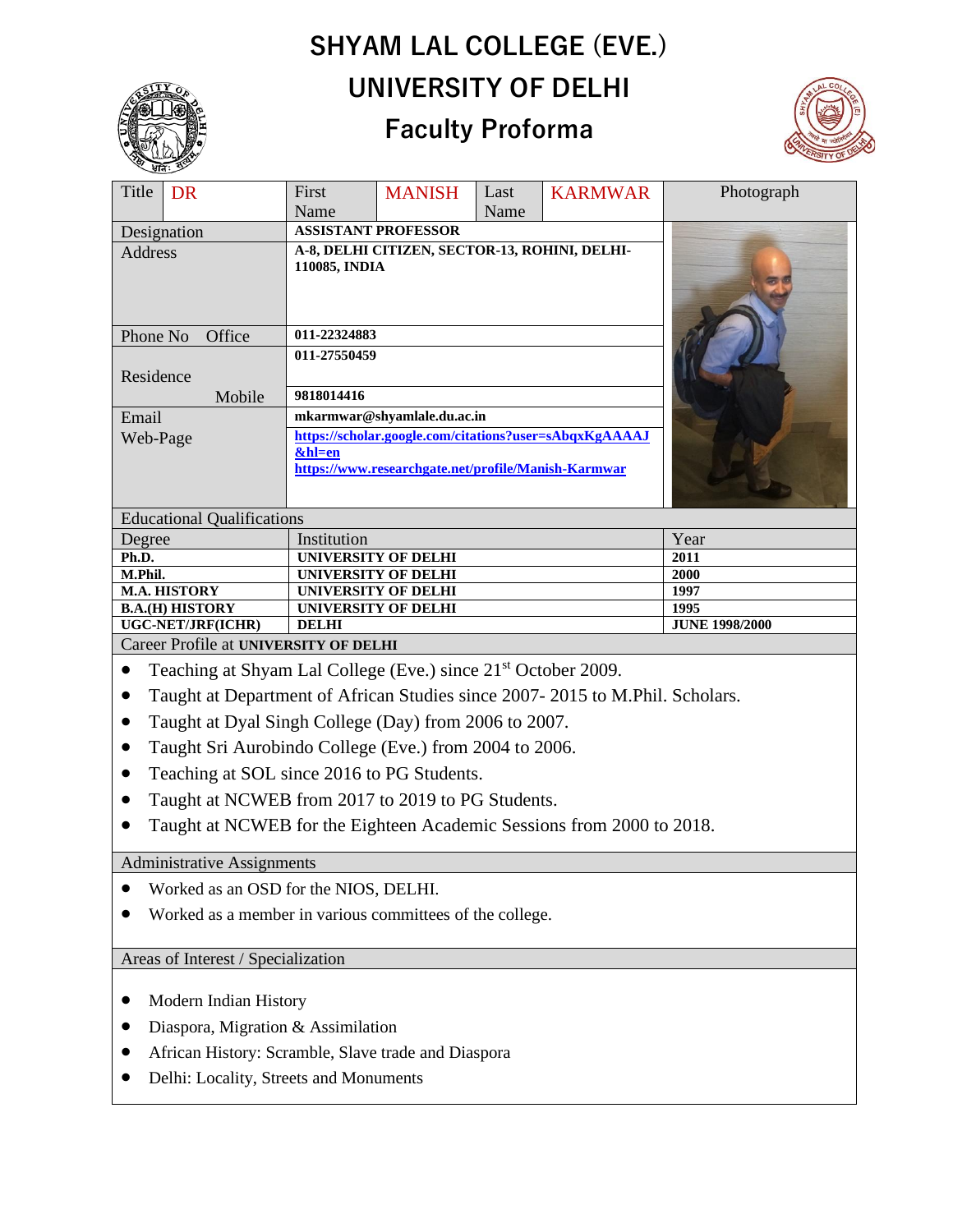# SHYAM LAL COLLEGE (EVE.)

# UNIVERSITY OF DELHI

## Faculty Proforma

| Title | DR | First Name | MANISH | Last Name | KARMWAR | Photograph |
|---|---|---|---|---|---|---|
| Designation | | ASSISTANT PROFESSOR | | | | |
| Address | | A-8, DELHI CITIZEN, SECTOR-13, ROHINI, DELHI-110085, INDIA | | | | |
| Phone No Office | | 011-22324883 | | | | |
| Residence | | 011-27550459 | | | | |
| Mobile | | 9818014416 | | | | |
| Email | | mkarmwar@shyamlale.du.ac.in | | | | |
| Web-Page | | https://scholar.google.com/citations?user=sAbqxKgAAAAJ&hl=en https://www.researchgate.net/profile/Manish-Karmwar | | | | |

### Educational Qualifications

| Degree | Institution | Year |
|---|---|---|
| Ph.D. | UNIVERSITY OF DELHI | 2011 |
| M.Phil. | UNIVERSITY OF DELHI | 2000 |
| M.A. HISTORY | UNIVERSITY OF DELHI | 1997 |
| B.A.(H) HISTORY | UNIVERSITY OF DELHI | 1995 |
| UGC-NET/JRF(ICHR) | DELHI | JUNE 1998/2000 |

### Career Profile at UNIVERSITY OF DELHI

- Teaching at Shyam Lal College (Eve.) since 21st October 2009.
- Taught at Department of African Studies since 2007- 2015 to M.Phil. Scholars.
- Taught at Dyal Singh College (Day) from 2006 to 2007.
- Taught Sri Aurobindo College (Eve.) from 2004 to 2006.
- Teaching at SOL since 2016 to PG Students.
- Taught at NCWEB from 2017 to 2019 to PG Students.
- Taught at NCWEB for the Eighteen Academic Sessions from 2000 to 2018.

### Administrative Assignments

- Worked as an OSD for the NIOS, DELHI.
- Worked as a member in various committees of the college.

### Areas of Interest / Specialization

- Modern Indian History
- Diaspora, Migration & Assimilation
- African History: Scramble, Slave trade and Diaspora
- Delhi: Locality, Streets and Monuments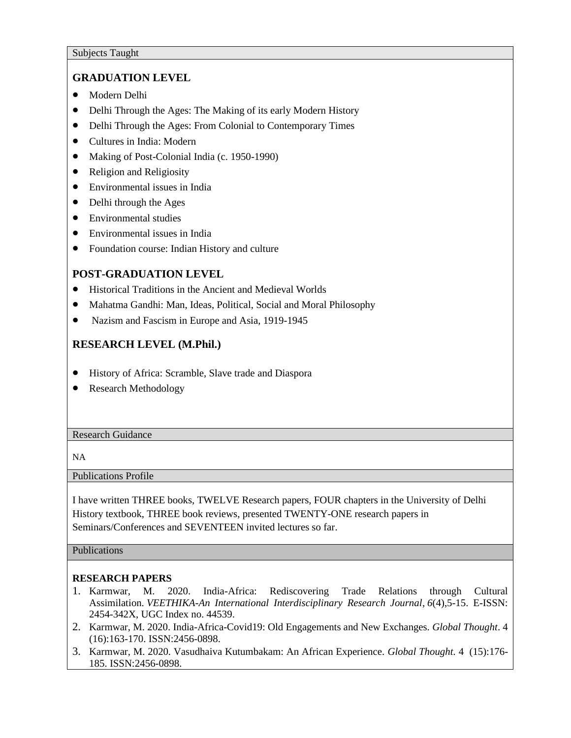Subjects Taught

### GRADUATION LEVEL

- Modern Delhi
- Delhi Through the Ages: The Making of its early Modern History
- Delhi Through the Ages: From Colonial to Contemporary Times
- Cultures in India: Modern
- Making of Post-Colonial India (c. 1950-1990)
- Religion and Religiosity
- Environmental issues in India
- Delhi through the Ages
- Environmental studies
- Environmental issues in India
- Foundation course: Indian History and culture

### POST-GRADUATION LEVEL

- Historical Traditions in the Ancient and Medieval Worlds
- Mahatma Gandhi: Man, Ideas, Political, Social and Moral Philosophy
- Nazism and Fascism in Europe and Asia, 1919-1945

### RESEARCH LEVEL (M.Phil.)

- History of Africa: Scramble, Slave trade and Diaspora
- Research Methodology

Research Guidance

NA

Publications Profile

I have written THREE books, TWELVE Research papers, FOUR chapters in the University of Delhi History textbook, THREE book reviews, presented TWENTY-ONE research papers in Seminars/Conferences and SEVENTEEN invited lectures so far.

Publications

**RESEARCH PAPERS**

1. Karmwar, M. 2020. India-Africa: Rediscovering Trade Relations through Cultural Assimilation. *VEETHIKA-An International Interdisciplinary Research Journal*, *6*(4),5-15. E-ISSN: 2454-342X, UGC Index no. 44539.
2. Karmwar, M. 2020. India-Africa-Covid19: Old Engagements and New Exchanges. *Global Thought*. 4 (16):163-170. ISSN:2456-0898.
3. Karmwar, M. 2020. Vasudhaiva Kutumbakam: An African Experience. *Global Thought*. 4 (15):176-185. ISSN:2456-0898.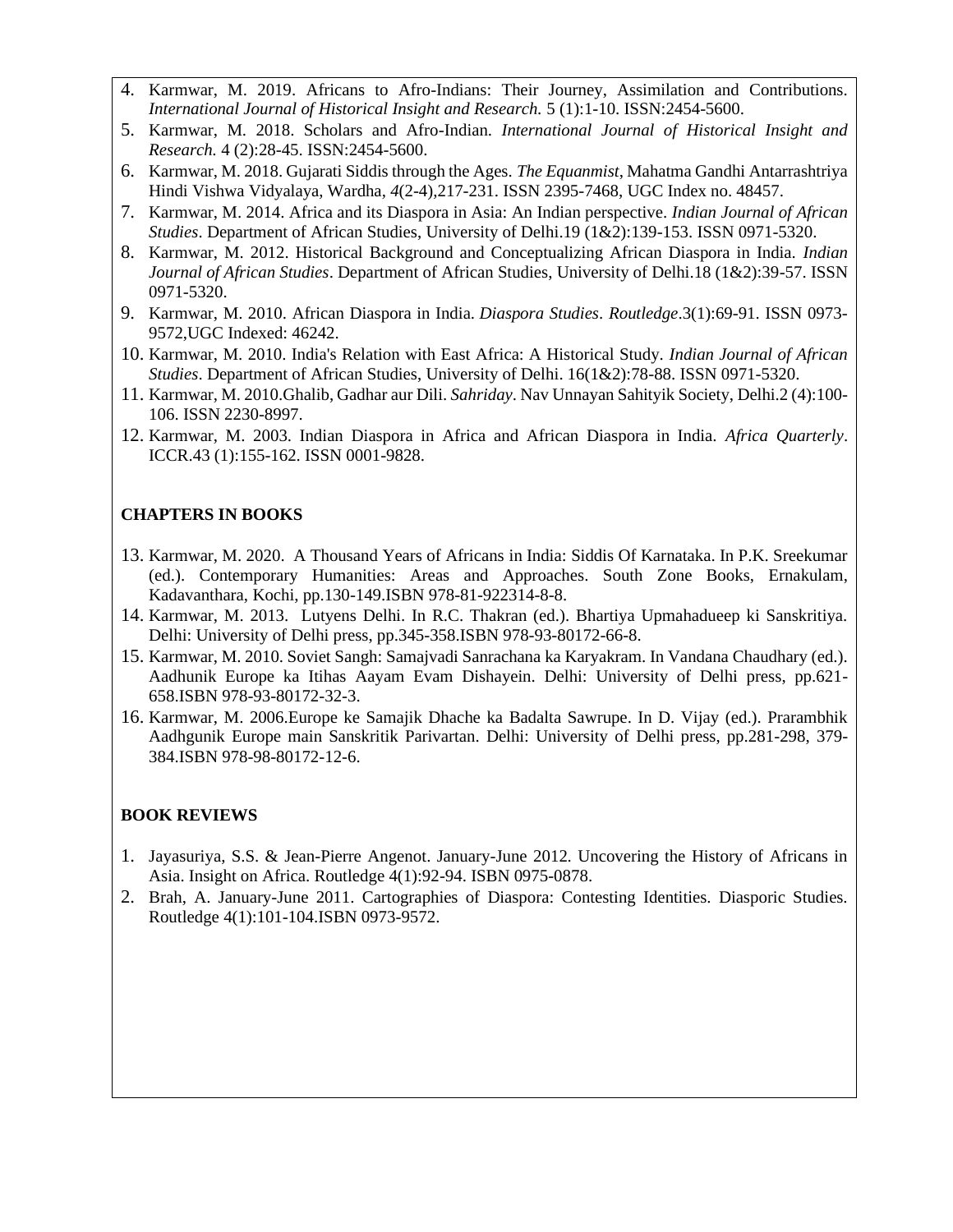4. Karmwar, M. 2019. Africans to Afro-Indians: Their Journey, Assimilation and Contributions. *International Journal of Historical Insight and Research.* 5 (1):1-10. ISSN:2454-5600.
5. Karmwar, M. 2018. Scholars and Afro-Indian. *International Journal of Historical Insight and Research.* 4 (2):28-45. ISSN:2454-5600.
6. Karmwar, M. 2018. Gujarati Siddis through the Ages. *The Equanmist*, Mahatma Gandhi Antarrashtriya Hindi Vishwa Vidyalaya, Wardha, *4*(2-4),217-231. ISSN 2395-7468, UGC Index no. 48457.
7. Karmwar, M. 2014. Africa and its Diaspora in Asia: An Indian perspective. *Indian Journal of African Studies*. Department of African Studies, University of Delhi.19 (1&2):139-153. ISSN 0971-5320.
8. Karmwar, M. 2012. Historical Background and Conceptualizing African Diaspora in India. *Indian Journal of African Studies*. Department of African Studies, University of Delhi.18 (1&2):39-57. ISSN 0971-5320.
9. Karmwar, M. 2010. African Diaspora in India. *Diaspora Studies*. *Routledge*.3(1):69-91. ISSN 0973-9572,UGC Indexed: 46242.
10. Karmwar, M. 2010. India's Relation with East Africa: A Historical Study. *Indian Journal of African Studies*. Department of African Studies, University of Delhi. 16(1&2):78-88. ISSN 0971-5320.
11. Karmwar, M. 2010.Ghalib, Gadhar aur Dili. *Sahriday*. Nav Unnayan Sahityik Society, Delhi.2 (4):100-106. ISSN 2230-8997.
12. Karmwar, M. 2003. Indian Diaspora in Africa and African Diaspora in India. *Africa Quarterly*. ICCR.43 (1):155-162. ISSN 0001-9828.

**CHAPTERS IN BOOKS**

13. Karmwar, M. 2020. A Thousand Years of Africans in India: Siddis Of Karnataka. In P.K. Sreekumar (ed.). Contemporary Humanities: Areas and Approaches. South Zone Books, Ernakulam, Kadavanthara, Kochi, pp.130-149.ISBN 978-81-922314-8-8.
14. Karmwar, M. 2013. Lutyens Delhi. In R.C. Thakran (ed.). Bhartiya Upmahadueep ki Sanskritiya. Delhi: University of Delhi press, pp.345-358.ISBN 978-93-80172-66-8.
15. Karmwar, M. 2010. Soviet Sangh: Samajvadi Sanrachana ka Karyakram. In Vandana Chaudhary (ed.). Aadhunik Europe ka Itihas Aayam Evam Dishayein. Delhi: University of Delhi press, pp.621-658.ISBN 978-93-80172-32-3.
16. Karmwar, M. 2006.Europe ke Samajik Dhache ka Badalta Sawrupe. In D. Vijay (ed.). Prarambhik Aadhgunik Europe main Sanskritik Parivartan. Delhi: University of Delhi press, pp.281-298, 379-384.ISBN 978-98-80172-12-6.

**BOOK REVIEWS**

1. Jayasuriya, S.S. & Jean-Pierre Angenot. January-June 2012. Uncovering the History of Africans in Asia. Insight on Africa. Routledge 4(1):92-94. ISBN 0975-0878.
2. Brah, A. January-June 2011. Cartographies of Diaspora: Contesting Identities. Diasporic Studies. Routledge 4(1):101-104.ISBN 0973-9572.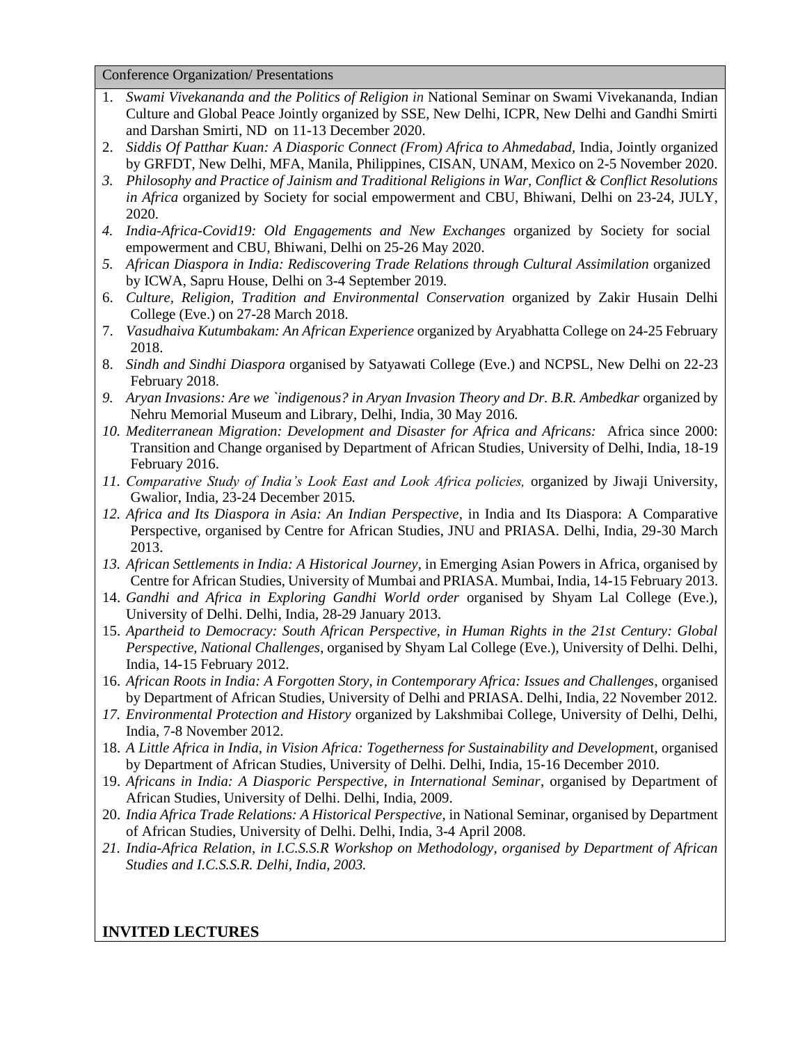## Conference Organization/ Presentations

1. *Swami Vivekananda and the Politics of Religion in* National Seminar on Swami Vivekananda, Indian Culture and Global Peace Jointly organized by SSE, New Delhi, ICPR, New Delhi and Gandhi Smirti and Darshan Smirti, ND on 11-13 December 2020.
2. *Siddis Of Patthar Kuan: A Diasporic Connect (From) Africa to Ahmedabad,* India, Jointly organized by GRFDT, New Delhi, MFA, Manila, Philippines, CISAN, UNAM, Mexico on 2-5 November 2020.
3. *Philosophy and Practice of Jainism and Traditional Religions in War, Conflict & Conflict Resolutions in Africa* organized by Society for social empowerment and CBU, Bhiwani, Delhi on 23-24, JULY, 2020.
4. *India-Africa-Covid19: Old Engagements and New Exchanges* organized by Society for social empowerment and CBU, Bhiwani, Delhi on 25-26 May 2020.
5. *African Diaspora in India: Rediscovering Trade Relations through Cultural Assimilation* organized by ICWA, Sapru House, Delhi on 3-4 September 2019.
6. *Culture, Religion, Tradition and Environmental Conservation* organized by Zakir Husain Delhi College (Eve.) on 27-28 March 2018.
7. *Vasudhaiva Kutumbakam: An African Experience* organized by Aryabhatta College on 24-25 February 2018.
8. *Sindh and Sindhi Diaspora* organised by Satyawati College (Eve.) and NCPSL, New Delhi on 22-23 February 2018.
9. *Aryan Invasions: Are we `indigenous? in Aryan Invasion Theory and Dr. B.R. Ambedkar* organized by Nehru Memorial Museum and Library, Delhi, India, 30 May 2016*.*
10. *Mediterranean Migration: Development and Disaster for Africa and Africans:* Africa since 2000: Transition and Change organised by Department of African Studies, University of Delhi, India, 18-19 February 2016.
11. *Comparative Study of India's Look East and Look Africa policies,* organized by Jiwaji University, Gwalior, India, 23-24 December 2015*.*
12. *Africa and Its Diaspora in Asia: An Indian Perspective*, in India and Its Diaspora: A Comparative Perspective, organised by Centre for African Studies, JNU and PRIASA. Delhi, India, 29-30 March 2013.
13. *African Settlements in India: A Historical Journey*, in Emerging Asian Powers in Africa, organised by Centre for African Studies, University of Mumbai and PRIASA. Mumbai, India, 14-15 February 2013.
14. *Gandhi and Africa in Exploring Gandhi World order* organised by Shyam Lal College (Eve.), University of Delhi. Delhi, India, 28-29 January 2013.
15. *Apartheid to Democracy: South African Perspective, in Human Rights in the 21st Century: Global Perspective, National Challenges*, organised by Shyam Lal College (Eve.), University of Delhi. Delhi, India, 14-15 February 2012.
16. *African Roots in India: A Forgotten Story, in Contemporary Africa: Issues and Challenges*, organised by Department of African Studies, University of Delhi and PRIASA. Delhi, India, 22 November 2012.
17. *Environmental Protection and History* organized by Lakshmibai College, University of Delhi, Delhi, India, 7-8 November 2012.
18. *A Little Africa in India, in Vision Africa: Togetherness for Sustainability and Developmen*t, organised by Department of African Studies, University of Delhi. Delhi, India, 15-16 December 2010.
19. *Africans in India: A Diasporic Perspective, in International Seminar*, organised by Department of African Studies, University of Delhi. Delhi, India, 2009.
20. *India Africa Trade Relations: A Historical Perspective*, in National Seminar, organised by Department of African Studies, University of Delhi. Delhi, India, 3-4 April 2008.
21. *India-Africa Relation, in I.C.S.S.R Workshop on Methodology, organised by Department of African Studies and I.C.S.S.R. Delhi, India, 2003.*

## INVITED LECTURES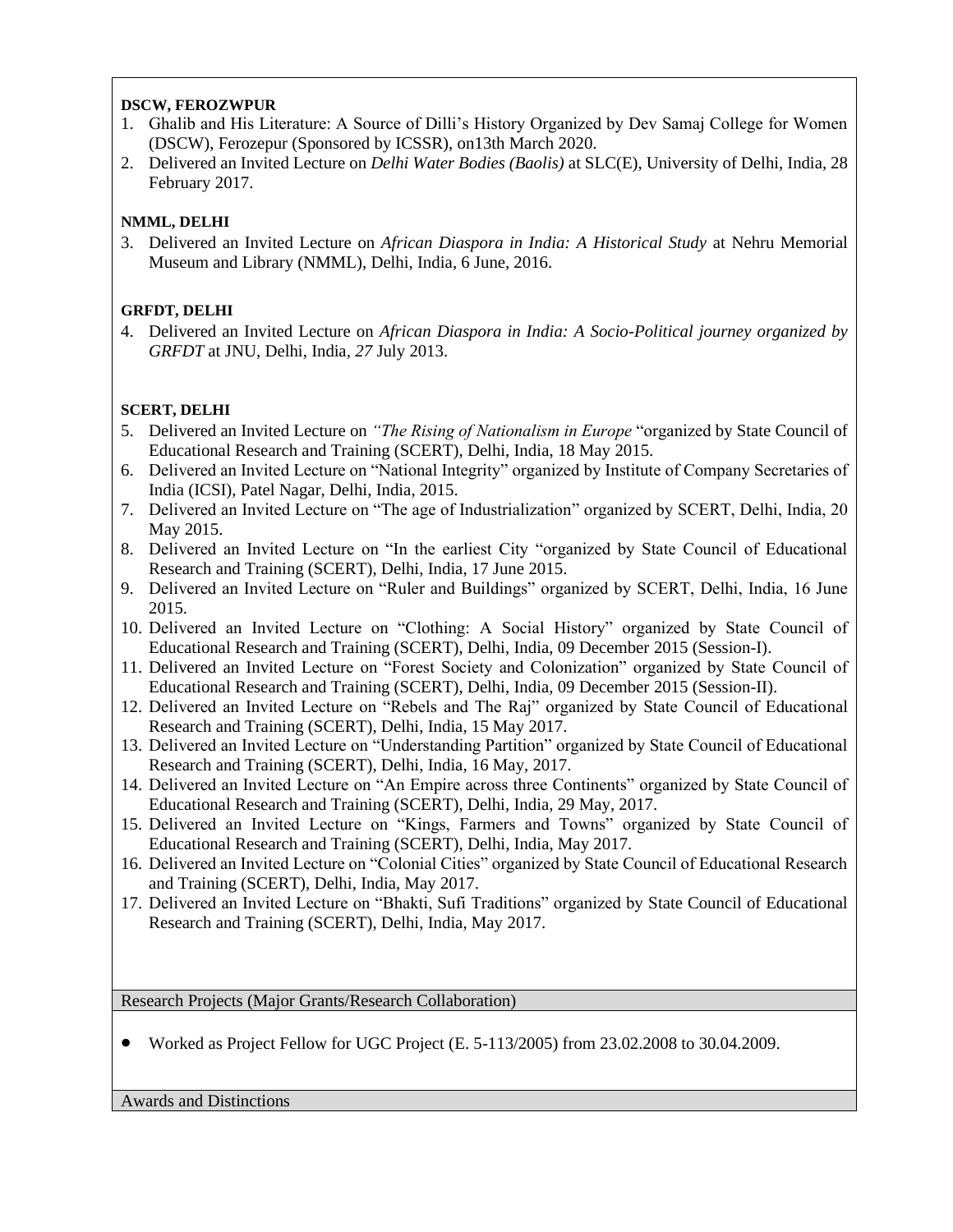**DSCW, FEROZWPUR**

1. Ghalib and His Literature: A Source of Dilli's History Organized by Dev Samaj College for Women (DSCW), Ferozepur (Sponsored by ICSSR), on13th March 2020.
2. Delivered an Invited Lecture on *Delhi Water Bodies (Baolis)* at SLC(E), University of Delhi, India, 28 February 2017.

**NMML, DELHI**

3. Delivered an Invited Lecture on *African Diaspora in India: A Historical Study* at Nehru Memorial Museum and Library (NMML), Delhi, India, 6 June, 2016.

**GRFDT, DELHI**

4. Delivered an Invited Lecture on *African Diaspora in India: A Socio-Political journey organized by GRFDT* at JNU, Delhi, India, *27* July 2013.

**SCERT, DELHI**

5. Delivered an Invited Lecture on *"The Rising of Nationalism in Europe* "organized by State Council of Educational Research and Training (SCERT), Delhi, India, 18 May 2015.
6. Delivered an Invited Lecture on "National Integrity" organized by Institute of Company Secretaries of India (ICSI), Patel Nagar, Delhi, India, 2015.
7. Delivered an Invited Lecture on "The age of Industrialization" organized by SCERT, Delhi, India, 20 May 2015.
8. Delivered an Invited Lecture on "In the earliest City "organized by State Council of Educational Research and Training (SCERT), Delhi, India, 17 June 2015.
9. Delivered an Invited Lecture on "Ruler and Buildings" organized by SCERT, Delhi, India, 16 June 2015.
10. Delivered an Invited Lecture on "Clothing: A Social History" organized by State Council of Educational Research and Training (SCERT), Delhi, India, 09 December 2015 (Session-I).
11. Delivered an Invited Lecture on "Forest Society and Colonization" organized by State Council of Educational Research and Training (SCERT), Delhi, India, 09 December 2015 (Session-II).
12. Delivered an Invited Lecture on "Rebels and The Raj" organized by State Council of Educational Research and Training (SCERT), Delhi, India, 15 May 2017.
13. Delivered an Invited Lecture on "Understanding Partition" organized by State Council of Educational Research and Training (SCERT), Delhi, India, 16 May, 2017.
14. Delivered an Invited Lecture on "An Empire across three Continents" organized by State Council of Educational Research and Training (SCERT), Delhi, India, 29 May, 2017.
15. Delivered an Invited Lecture on "Kings, Farmers and Towns" organized by State Council of Educational Research and Training (SCERT), Delhi, India, May 2017.
16. Delivered an Invited Lecture on "Colonial Cities" organized by State Council of Educational Research and Training (SCERT), Delhi, India, May 2017.
17. Delivered an Invited Lecture on "Bhakti, Sufi Traditions" organized by State Council of Educational Research and Training (SCERT), Delhi, India, May 2017.

## Research Projects (Major Grants/Research Collaboration)

- Worked as Project Fellow for UGC Project (E. 5-113/2005) from 23.02.2008 to 30.04.2009.

## Awards and Distinctions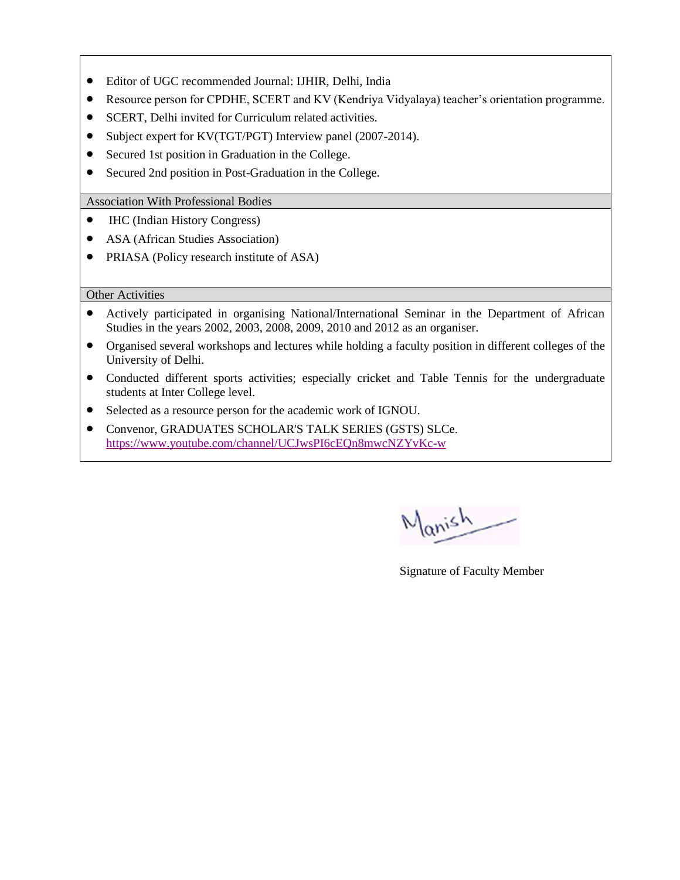- Editor of UGC recommended Journal: IJHIR, Delhi, India
- Resource person for CPDHE, SCERT and KV (Kendriya Vidyalaya) teacher's orientation programme.
- SCERT, Delhi invited for Curriculum related activities.
- Subject expert for KV(TGT/PGT) Interview panel (2007-2014).
- Secured 1st position in Graduation in the College.
- Secured 2nd position in Post-Graduation in the College.

## Association With Professional Bodies

- IHC (Indian History Congress)
- ASA (African Studies Association)
- PRIASA (Policy research institute of ASA)

## Other Activities

- Actively participated in organising National/International Seminar in the Department of African Studies in the years 2002, 2003, 2008, 2009, 2010 and 2012 as an organiser.
- Organised several workshops and lectures while holding a faculty position in different colleges of the University of Delhi.
- Conducted different sports activities; especially cricket and Table Tennis for the undergraduate students at Inter College level.
- Selected as a resource person for the academic work of IGNOU.
- Convenor, GRADUATES SCHOLAR'S TALK SERIES (GSTS) SLCe. https://www.youtube.com/channel/UCJwsPI6cEQn8mwcNZYvKc-w

Manish

Signature of Faculty Member